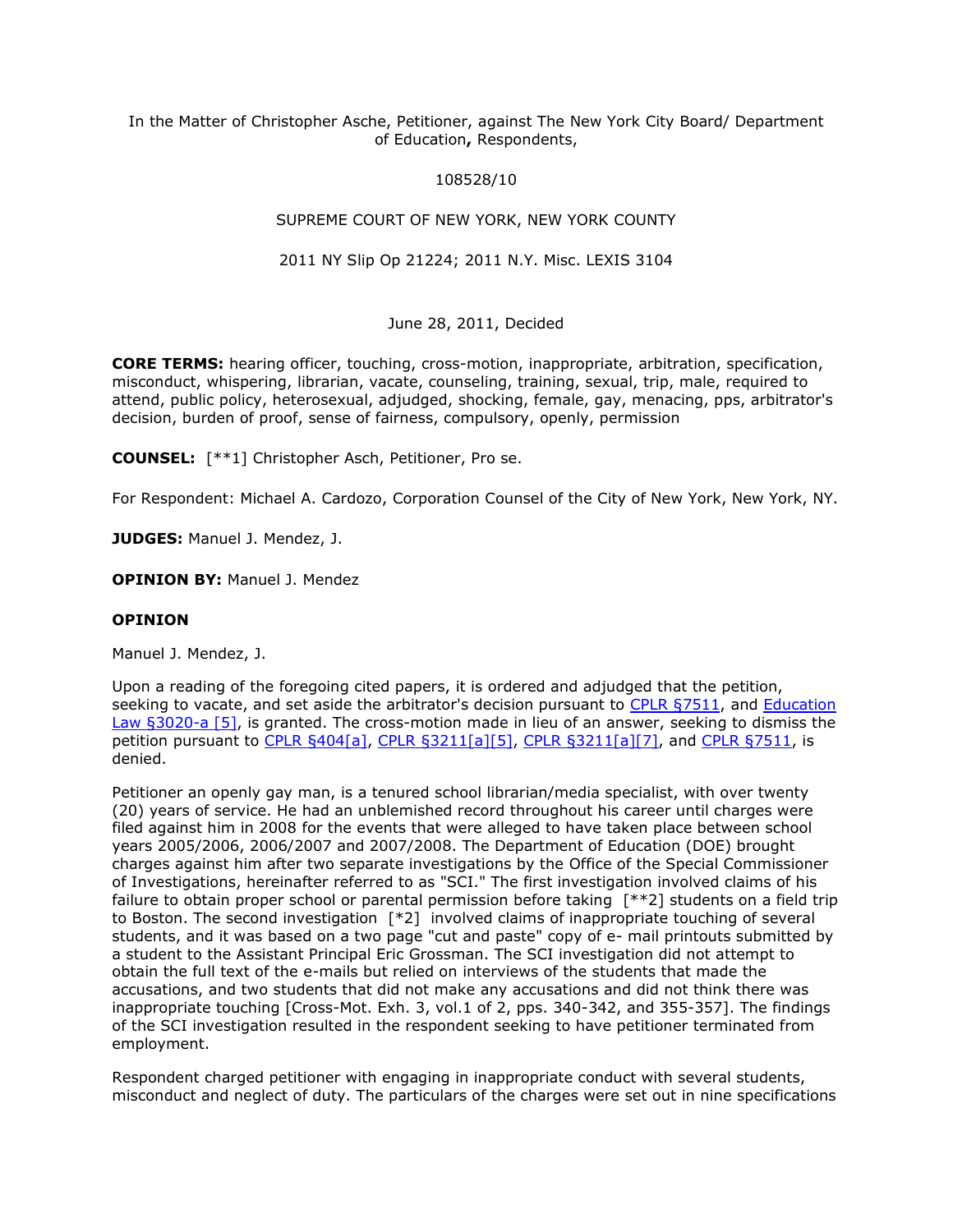In the Matter of Christopher Asche, Petitioner, against The New York City Board/ Department of Education**,** Respondents,

108528/10

SUPREME COURT OF NEW YORK, NEW YORK COUNTY

2011 NY Slip Op 21224; 2011 N.Y. Misc. LEXIS 3104

June 28, 2011, Decided

**CORE TERMS:** hearing officer, touching, cross-motion, inappropriate, arbitration, specification, misconduct, whispering, librarian, vacate, counseling, training, sexual, trip, male, required to attend, public policy, heterosexual, adjudged, shocking, female, gay, menacing, pps, arbitrator's decision, burden of proof, sense of fairness, compulsory, openly, permission

**COUNSEL:** [**1] Christopher Asch, Petitioner, Pro se.

For Respondent: Michael A. Cardozo, Corporation Counsel of the City of New York, New York, NY.

**JUDGES:** Manuel J. Mendez, J.

**OPINION BY:** Manuel J. Mendez

**OPINION**

Manuel J. Mendez, J.

Upon a reading of the foregoing cited papers, it is ordered and adjudged that the petition, seeking to vacate, and set aside the arbitrator's decision pursuant to CPLR §7511, and Education Law §3020-a [5], is granted. The cross-motion made in lieu of an answer, seeking to dismiss the petition pursuant to CPLR §404[a], CPLR §3211[a][5], CPLR §3211[a][7], and CPLR §7511, is denied.

Petitioner an openly gay man, is a tenured school librarian/media specialist, with over twenty (20) years of service. He had an unblemished record throughout his career until charges were filed against him in 2008 for the events that were alleged to have taken place between school years 2005/2006, 2006/2007 and 2007/2008. The Department of Education (DOE) brought charges against him after two separate investigations by the Office of the Special Commissioner of Investigations, hereinafter referred to as "SCI." The first investigation involved claims of his failure to obtain proper school or parental permission before taking [**2] students on a field trip to Boston. The second investigation [*2] involved claims of inappropriate touching of several students, and it was based on a two page "cut and paste" copy of e- mail printouts submitted by a student to the Assistant Principal Eric Grossman. The SCI investigation did not attempt to obtain the full text of the e-mails but relied on interviews of the students that made the accusations, and two students that did not make any accusations and did not think there was inappropriate touching [Cross-Mot. Exh. 3, vol.1 of 2, pps. 340-342, and 355-357]. The findings of the SCI investigation resulted in the respondent seeking to have petitioner terminated from employment.

Respondent charged petitioner with engaging in inappropriate conduct with several students, misconduct and neglect of duty. The particulars of the charges were set out in nine specifications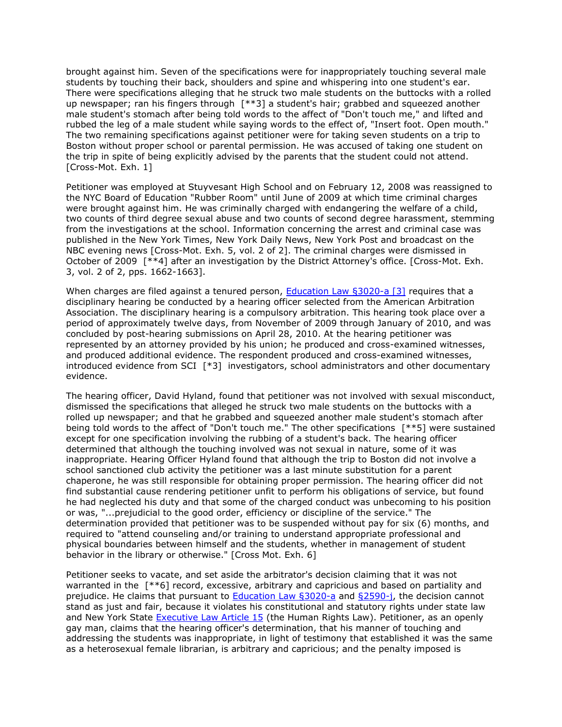brought against him. Seven of the specifications were for inappropriately touching several male students by touching their back, shoulders and spine and whispering into one student's ear. There were specifications alleging that he struck two male students on the buttocks with a rolled up newspaper; ran his fingers through [**3] a student's hair; grabbed and squeezed another male student's stomach after being told words to the affect of "Don't touch me," and lifted and rubbed the leg of a male student while saying words to the effect of, "Insert foot. Open mouth." The two remaining specifications against petitioner were for taking seven students on a trip to Boston without proper school or parental permission. He was accused of taking one student on the trip in spite of being explicitly advised by the parents that the student could not attend. [Cross-Mot. Exh. 1]

Petitioner was employed at Stuyvesant High School and on February 12, 2008 was reassigned to the NYC Board of Education "Rubber Room" until June of 2009 at which time criminal charges were brought against him. He was criminally charged with endangering the welfare of a child, two counts of third degree sexual abuse and two counts of second degree harassment, stemming from the investigations at the school. Information concerning the arrest and criminal case was published in the New York Times, New York Daily News, New York Post and broadcast on the NBC evening news [Cross-Mot. Exh. 5, vol. 2 of 2]. The criminal charges were dismissed in October of 2009 [**4] after an investigation by the District Attorney's office. [Cross-Mot. Exh. 3, vol. 2 of 2, pps. 1662-1663].

When charges are filed against a tenured person, Education Law §3020-a [3] requires that a disciplinary hearing be conducted by a hearing officer selected from the American Arbitration Association. The disciplinary hearing is a compulsory arbitration. This hearing took place over a period of approximately twelve days, from November of 2009 through January of 2010, and was concluded by post-hearing submissions on April 28, 2010. At the hearing petitioner was represented by an attorney provided by his union; he produced and cross-examined witnesses, and produced additional evidence. The respondent produced and cross-examined witnesses, introduced evidence from SCI [*3] investigators, school administrators and other documentary evidence.

The hearing officer, David Hyland, found that petitioner was not involved with sexual misconduct, dismissed the specifications that alleged he struck two male students on the buttocks with a rolled up newspaper; and that he grabbed and squeezed another male student's stomach after being told words to the affect of "Don't touch me." The other specifications [**5] were sustained except for one specification involving the rubbing of a student's back. The hearing officer determined that although the touching involved was not sexual in nature, some of it was inappropriate. Hearing Officer Hyland found that although the trip to Boston did not involve a school sanctioned club activity the petitioner was a last minute substitution for a parent chaperone, he was still responsible for obtaining proper permission. The hearing officer did not find substantial cause rendering petitioner unfit to perform his obligations of service, but found he had neglected his duty and that some of the charged conduct was unbecoming to his position or was, "...prejudicial to the good order, efficiency or discipline of the service." The determination provided that petitioner was to be suspended without pay for six (6) months, and required to "attend counseling and/or training to understand appropriate professional and physical boundaries between himself and the students, whether in management of student behavior in the library or otherwise." [Cross Mot. Exh. 6]

Petitioner seeks to vacate, and set aside the arbitrator's decision claiming that it was not warranted in the [**6] record, excessive, arbitrary and capricious and based on partiality and prejudice. He claims that pursuant to Education Law §3020-a and §2590-j, the decision cannot stand as just and fair, because it violates his constitutional and statutory rights under state law and New York State Executive Law Article 15 (the Human Rights Law). Petitioner, as an openly gay man, claims that the hearing officer's determination, that his manner of touching and addressing the students was inappropriate, in light of testimony that established it was the same as a heterosexual female librarian, is arbitrary and capricious; and the penalty imposed is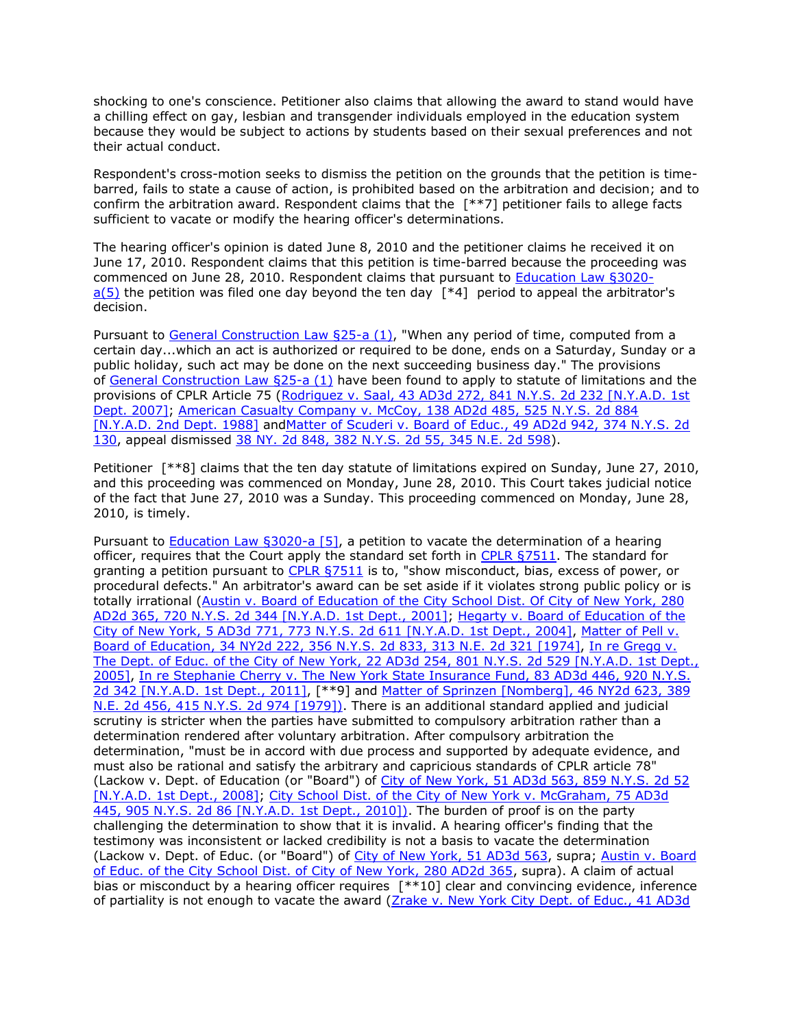shocking to one's conscience. Petitioner also claims that allowing the award to stand would have a chilling effect on gay, lesbian and transgender individuals employed in the education system because they would be subject to actions by students based on their sexual preferences and not their actual conduct.

Respondent's cross-motion seeks to dismiss the petition on the grounds that the petition is time-barred, fails to state a cause of action, is prohibited based on the arbitration and decision; and to confirm the arbitration award. Respondent claims that the [**7] petitioner fails to allege facts sufficient to vacate or modify the hearing officer's determinations.

The hearing officer's opinion is dated June 8, 2010 and the petitioner claims he received it on June 17, 2010. Respondent claims that this petition is time-barred because the proceeding was commenced on June 28, 2010. Respondent claims that pursuant to Education Law §3020-a(5) the petition was filed one day beyond the ten day [*4] period to appeal the arbitrator's decision.

Pursuant to General Construction Law §25-a (1), "When any period of time, computed from a certain day...which an act is authorized or required to be done, ends on a Saturday, Sunday or a public holiday, such act may be done on the next succeeding business day." The provisions of General Construction Law §25-a (1) have been found to apply to statute of limitations and the provisions of CPLR Article 75 (Rodriguez v. Saal, 43 AD3d 272, 841 N.Y.S. 2d 232 [N.Y.A.D. 1st Dept. 2007]; American Casualty Company v. McCoy, 138 AD2d 485, 525 N.Y.S. 2d 884 [N.Y.A.D. 2nd Dept. 1988] andMatter of Scuderi v. Board of Educ., 49 AD2d 942, 374 N.Y.S. 2d 130, appeal dismissed 38 NY. 2d 848, 382 N.Y.S. 2d 55, 345 N.E. 2d 598).

Petitioner [**8] claims that the ten day statute of limitations expired on Sunday, June 27, 2010, and this proceeding was commenced on Monday, June 28, 2010. This Court takes judicial notice of the fact that June 27, 2010 was a Sunday. This proceeding commenced on Monday, June 28, 2010, is timely.

Pursuant to Education Law §3020-a [5], a petition to vacate the determination of a hearing officer, requires that the Court apply the standard set forth in CPLR §7511. The standard for granting a petition pursuant to CPLR §7511 is to, "show misconduct, bias, excess of power, or procedural defects." An arbitrator's award can be set aside if it violates strong public policy or is totally irrational (Austin v. Board of Education of the City School Dist. Of City of New York, 280 AD2d 365, 720 N.Y.S. 2d 344 [N.Y.A.D. 1st Dept., 2001]; Hegarty v. Board of Education of the City of New York, 5 AD3d 771, 773 N.Y.S. 2d 611 [N.Y.A.D. 1st Dept., 2004], Matter of Pell v. Board of Education, 34 NY2d 222, 356 N.Y.S. 2d 833, 313 N.E. 2d 321 [1974], In re Gregg v. The Dept. of Educ. of the City of New York, 22 AD3d 254, 801 N.Y.S. 2d 529 [N.Y.A.D. 1st Dept., 2005], In re Stephanie Cherry v. The New York State Insurance Fund, 83 AD3d 446, 920 N.Y.S. 2d 342 [N.Y.A.D. 1st Dept., 2011], [**9] and Matter of Sprinzen [Nomberg], 46 NY2d 623, 389 N.E. 2d 456, 415 N.Y.S. 2d 974 [1979]). There is an additional standard applied and judicial scrutiny is stricter when the parties have submitted to compulsory arbitration rather than a determination rendered after voluntary arbitration. After compulsory arbitration the determination, "must be in accord with due process and supported by adequate evidence, and must also be rational and satisfy the arbitrary and capricious standards of CPLR article 78" (Lackow v. Dept. of Education (or "Board") of City of New York, 51 AD3d 563, 859 N.Y.S. 2d 52 [N.Y.A.D. 1st Dept., 2008]; City School Dist. of the City of New York v. McGraham, 75 AD3d 445, 905 N.Y.S. 2d 86 [N.Y.A.D. 1st Dept., 2010]). The burden of proof is on the party challenging the determination to show that it is invalid. A hearing officer's finding that the testimony was inconsistent or lacked credibility is not a basis to vacate the determination (Lackow v. Dept. of Educ. (or "Board") of City of New York, 51 AD3d 563, supra; Austin v. Board of Educ. of the City School Dist. of City of New York, 280 AD2d 365, supra). A claim of actual bias or misconduct by a hearing officer requires [**10] clear and convincing evidence, inference of partiality is not enough to vacate the award (Zrake v. New York City Dept. of Educ., 41 AD3d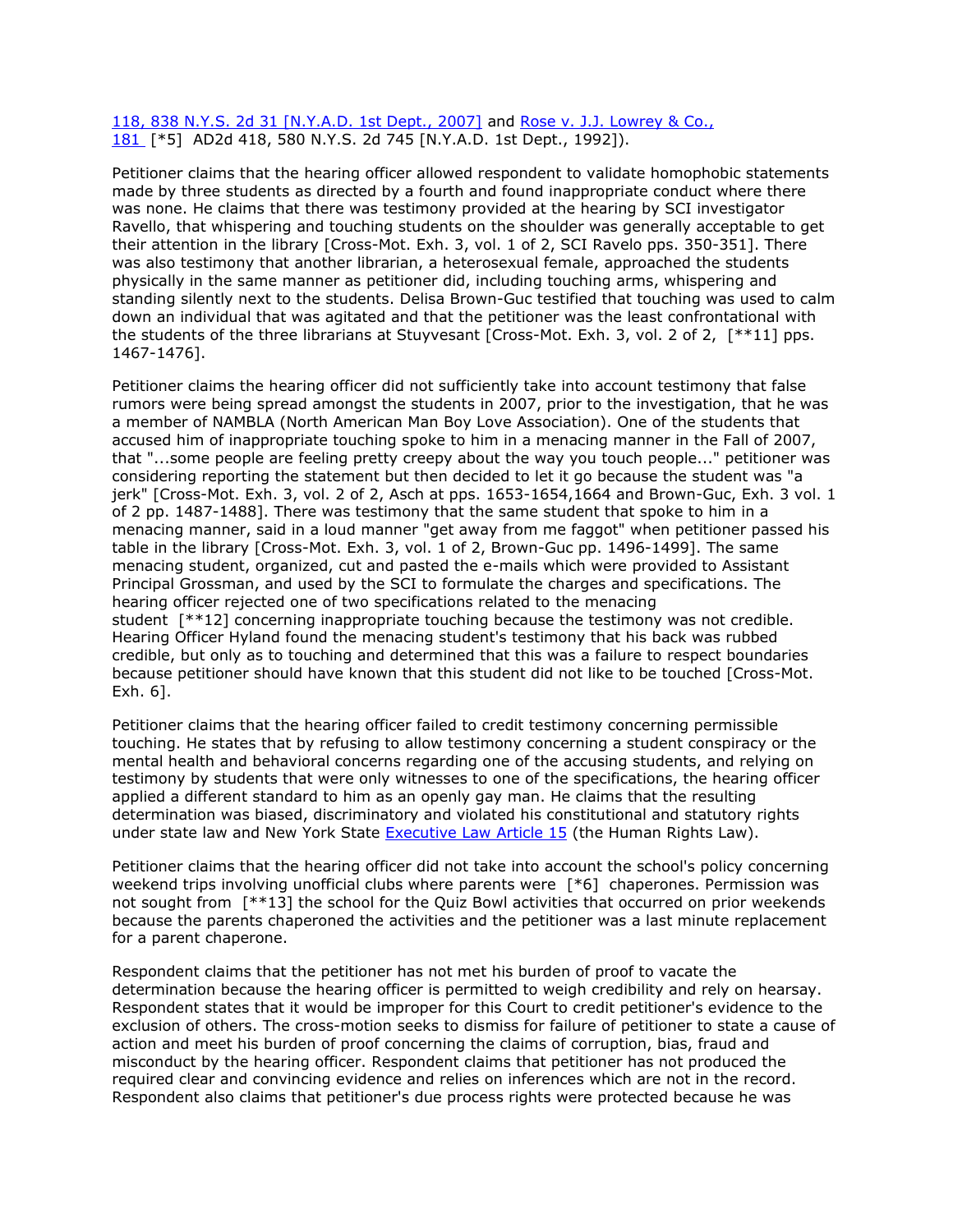118, 838 N.Y.S. 2d 31 [N.Y.A.D. 1st Dept., 2007] and Rose v. J.J. Lowrey & Co., 181 [*5] AD2d 418, 580 N.Y.S. 2d 745 [N.Y.A.D. 1st Dept., 1992]).

Petitioner claims that the hearing officer allowed respondent to validate homophobic statements made by three students as directed by a fourth and found inappropriate conduct where there was none. He claims that there was testimony provided at the hearing by SCI investigator Ravello, that whispering and touching students on the shoulder was generally acceptable to get their attention in the library [Cross-Mot. Exh. 3, vol. 1 of 2, SCI Ravelo pps. 350-351]. There was also testimony that another librarian, a heterosexual female, approached the students physically in the same manner as petitioner did, including touching arms, whispering and standing silently next to the students. Delisa Brown-Guc testified that touching was used to calm down an individual that was agitated and that the petitioner was the least confrontational with the students of the three librarians at Stuyvesant [Cross-Mot. Exh. 3, vol. 2 of 2, [**11] pps. 1467-1476].

Petitioner claims the hearing officer did not sufficiently take into account testimony that false rumors were being spread amongst the students in 2007, prior to the investigation, that he was a member of NAMBLA (North American Man Boy Love Association). One of the students that accused him of inappropriate touching spoke to him in a menacing manner in the Fall of 2007, that "...some people are feeling pretty creepy about the way you touch people..." petitioner was considering reporting the statement but then decided to let it go because the student was "a jerk" [Cross-Mot. Exh. 3, vol. 2 of 2, Asch at pps. 1653-1654,1664 and Brown-Guc, Exh. 3 vol. 1 of 2 pp. 1487-1488]. There was testimony that the same student that spoke to him in a menacing manner, said in a loud manner "get away from me faggot" when petitioner passed his table in the library [Cross-Mot. Exh. 3, vol. 1 of 2, Brown-Guc pp. 1496-1499]. The same menacing student, organized, cut and pasted the e-mails which were provided to Assistant Principal Grossman, and used by the SCI to formulate the charges and specifications. The hearing officer rejected one of two specifications related to the menacing student [**12] concerning inappropriate touching because the testimony was not credible. Hearing Officer Hyland found the menacing student's testimony that his back was rubbed credible, but only as to touching and determined that this was a failure to respect boundaries because petitioner should have known that this student did not like to be touched [Cross-Mot. Exh. 6].

Petitioner claims that the hearing officer failed to credit testimony concerning permissible touching. He states that by refusing to allow testimony concerning a student conspiracy or the mental health and behavioral concerns regarding one of the accusing students, and relying on testimony by students that were only witnesses to one of the specifications, the hearing officer applied a different standard to him as an openly gay man. He claims that the resulting determination was biased, discriminatory and violated his constitutional and statutory rights under state law and New York State Executive Law Article 15 (the Human Rights Law).

Petitioner claims that the hearing officer did not take into account the school's policy concerning weekend trips involving unofficial clubs where parents were [*6] chaperones. Permission was not sought from [**13] the school for the Quiz Bowl activities that occurred on prior weekends because the parents chaperoned the activities and the petitioner was a last minute replacement for a parent chaperone.

Respondent claims that the petitioner has not met his burden of proof to vacate the determination because the hearing officer is permitted to weigh credibility and rely on hearsay. Respondent states that it would be improper for this Court to credit petitioner's evidence to the exclusion of others. The cross-motion seeks to dismiss for failure of petitioner to state a cause of action and meet his burden of proof concerning the claims of corruption, bias, fraud and misconduct by the hearing officer. Respondent claims that petitioner has not produced the required clear and convincing evidence and relies on inferences which are not in the record. Respondent also claims that petitioner's due process rights were protected because he was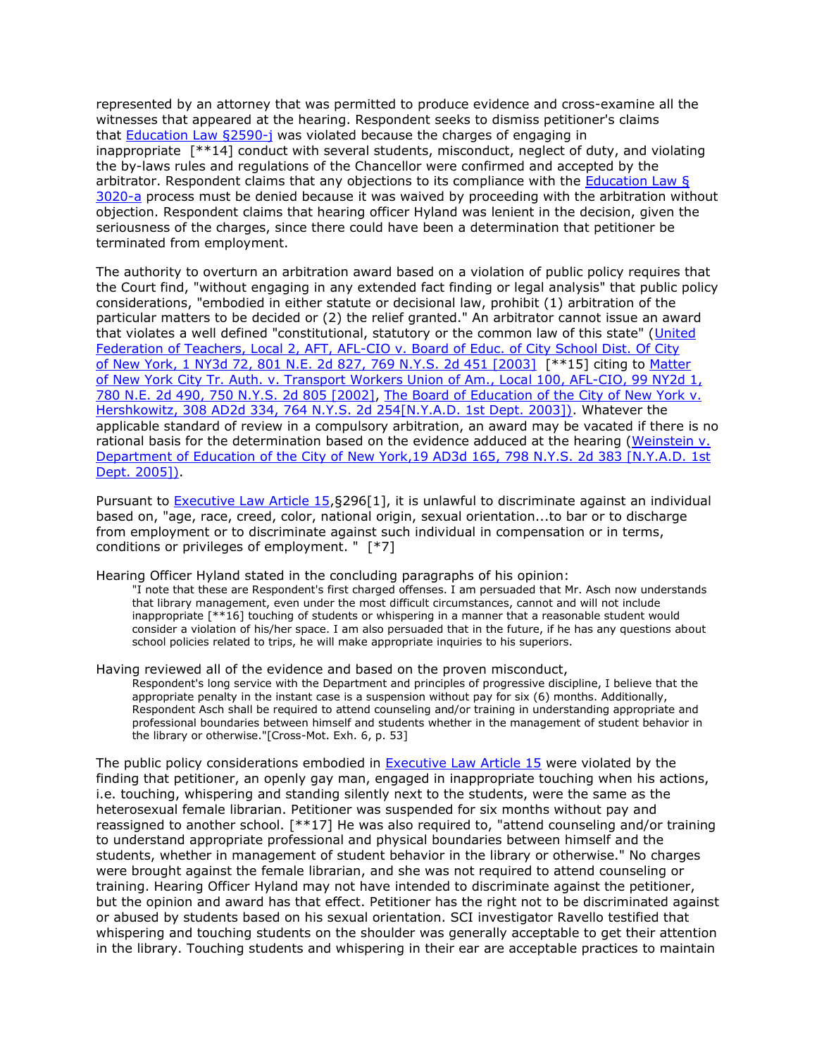represented by an attorney that was permitted to produce evidence and cross-examine all the witnesses that appeared at the hearing. Respondent seeks to dismiss petitioner's claims that Education Law §2590-j was violated because the charges of engaging in inappropriate [**14] conduct with several students, misconduct, neglect of duty, and violating the by-laws rules and regulations of the Chancellor were confirmed and accepted by the arbitrator. Respondent claims that any objections to its compliance with the Education Law § 3020-a process must be denied because it was waived by proceeding with the arbitration without objection. Respondent claims that hearing officer Hyland was lenient in the decision, given the seriousness of the charges, since there could have been a determination that petitioner be terminated from employment.

The authority to overturn an arbitration award based on a violation of public policy requires that the Court find, "without engaging in any extended fact finding or legal analysis" that public policy considerations, "embodied in either statute or decisional law, prohibit (1) arbitration of the particular matters to be decided or (2) the relief granted." An arbitrator cannot issue an award that violates a well defined "constitutional, statutory or the common law of this state" (United Federation of Teachers, Local 2, AFT, AFL-CIO v. Board of Educ. of City School Dist. Of City of New York, 1 NY3d 72, 801 N.E. 2d 827, 769 N.Y.S. 2d 451 [2003] [**15] citing to Matter of New York City Tr. Auth. v. Transport Workers Union of Am., Local 100, AFL-CIO, 99 NY2d 1, 780 N.E. 2d 490, 750 N.Y.S. 2d 805 [2002], The Board of Education of the City of New York v. Hershkowitz, 308 AD2d 334, 764 N.Y.S. 2d 254[N.Y.A.D. 1st Dept. 2003]). Whatever the applicable standard of review in a compulsory arbitration, an award may be vacated if there is no rational basis for the determination based on the evidence adduced at the hearing (Weinstein v. Department of Education of the City of New York,19 AD3d 165, 798 N.Y.S. 2d 383 [N.Y.A.D. 1st Dept. 2005]).

Pursuant to Executive Law Article 15,§296[1], it is unlawful to discriminate against an individual based on, "age, race, creed, color, national origin, sexual orientation...to bar or to discharge from employment or to discriminate against such individual in compensation or in terms, conditions or privileges of employment. " [*7]

Hearing Officer Hyland stated in the concluding paragraphs of his opinion:

> "I note that these are Respondent's first charged offenses. I am persuaded that Mr. Asch now understands that library management, even under the most difficult circumstances, cannot and will not include inappropriate [**16] touching of students or whispering in a manner that a reasonable student would consider a violation of his/her space. I am also persuaded that in the future, if he has any questions about school policies related to trips, he will make appropriate inquiries to his superiors.

Having reviewed all of the evidence and based on the proven misconduct,

> Respondent's long service with the Department and principles of progressive discipline, I believe that the appropriate penalty in the instant case is a suspension without pay for six (6) months. Additionally, Respondent Asch shall be required to attend counseling and/or training in understanding appropriate and professional boundaries between himself and students whether in the management of student behavior in the library or otherwise."[Cross-Mot. Exh. 6, p. 53]

The public policy considerations embodied in Executive Law Article 15 were violated by the finding that petitioner, an openly gay man, engaged in inappropriate touching when his actions, i.e. touching, whispering and standing silently next to the students, were the same as the heterosexual female librarian. Petitioner was suspended for six months without pay and reassigned to another school. [**17] He was also required to, "attend counseling and/or training to understand appropriate professional and physical boundaries between himself and the students, whether in management of student behavior in the library or otherwise." No charges were brought against the female librarian, and she was not required to attend counseling or training. Hearing Officer Hyland may not have intended to discriminate against the petitioner, but the opinion and award has that effect. Petitioner has the right not to be discriminated against or abused by students based on his sexual orientation. SCI investigator Ravello testified that whispering and touching students on the shoulder was generally acceptable to get their attention in the library. Touching students and whispering in their ear are acceptable practices to maintain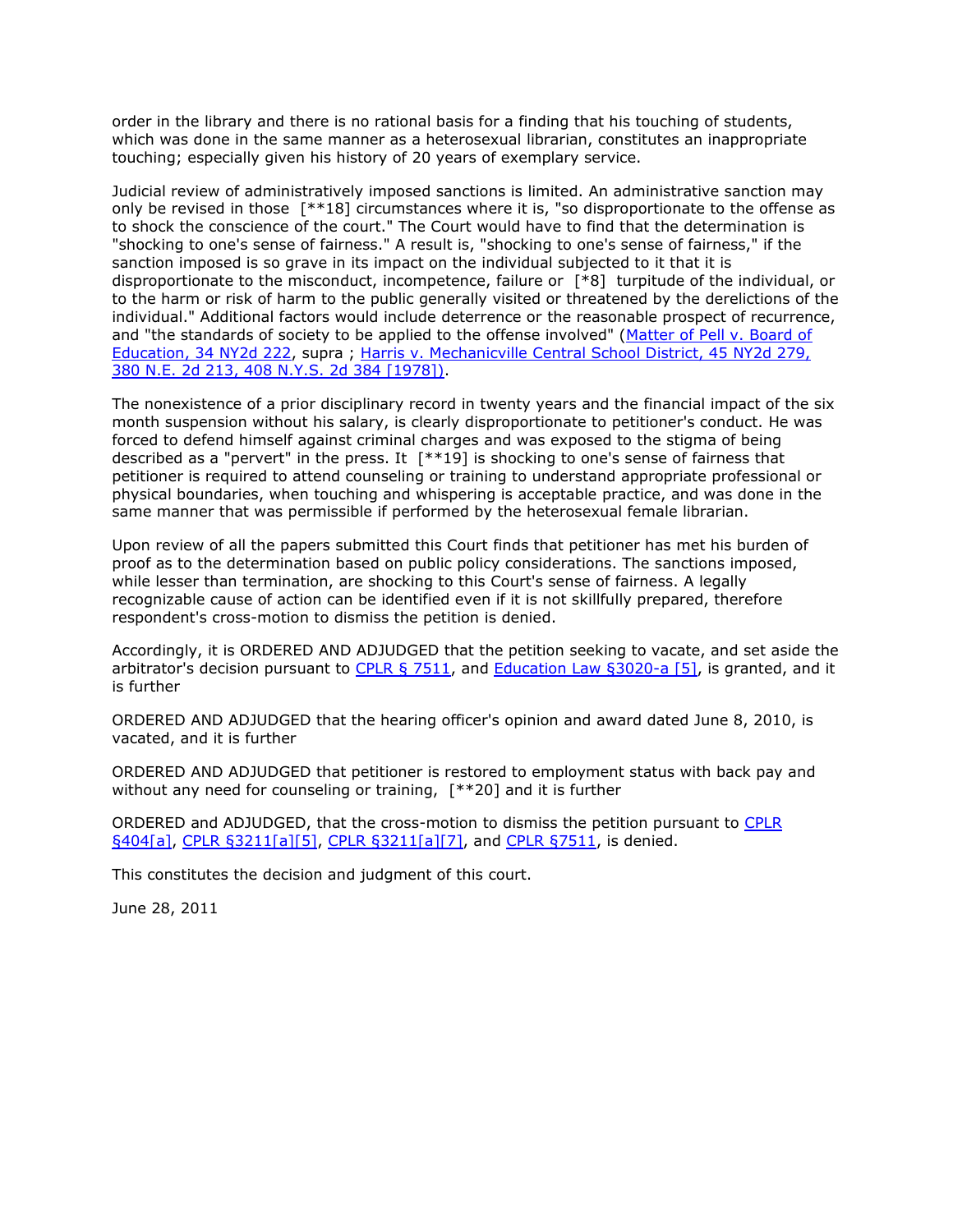order in the library and there is no rational basis for a finding that his touching of students, which was done in the same manner as a heterosexual librarian, constitutes an inappropriate touching; especially given his history of 20 years of exemplary service.

Judicial review of administratively imposed sanctions is limited. An administrative sanction may only be revised in those [**18] circumstances where it is, "so disproportionate to the offense as to shock the conscience of the court." The Court would have to find that the determination is "shocking to one's sense of fairness." A result is, "shocking to one's sense of fairness," if the sanction imposed is so grave in its impact on the individual subjected to it that it is disproportionate to the misconduct, incompetence, failure or [*8] turpitude of the individual, or to the harm or risk of harm to the public generally visited or threatened by the derelictions of the individual." Additional factors would include deterrence or the reasonable prospect of recurrence, and "the standards of society to be applied to the offense involved" (Matter of Pell v. Board of Education, 34 NY2d 222, supra ; Harris v. Mechanicville Central School District, 45 NY2d 279, 380 N.E. 2d 213, 408 N.Y.S. 2d 384 [1978]).

The nonexistence of a prior disciplinary record in twenty years and the financial impact of the six month suspension without his salary, is clearly disproportionate to petitioner's conduct. He was forced to defend himself against criminal charges and was exposed to the stigma of being described as a "pervert" in the press. It [**19] is shocking to one's sense of fairness that petitioner is required to attend counseling or training to understand appropriate professional or physical boundaries, when touching and whispering is acceptable practice, and was done in the same manner that was permissible if performed by the heterosexual female librarian.

Upon review of all the papers submitted this Court finds that petitioner has met his burden of proof as to the determination based on public policy considerations. The sanctions imposed, while lesser than termination, are shocking to this Court's sense of fairness. A legally recognizable cause of action can be identified even if it is not skillfully prepared, therefore respondent's cross-motion to dismiss the petition is denied.

Accordingly, it is ORDERED AND ADJUDGED that the petition seeking to vacate, and set aside the arbitrator's decision pursuant to CPLR § 7511, and Education Law §3020-a [5], is granted, and it is further

ORDERED AND ADJUDGED that the hearing officer's opinion and award dated June 8, 2010, is vacated, and it is further

ORDERED AND ADJUDGED that petitioner is restored to employment status with back pay and without any need for counseling or training, [**20] and it is further

ORDERED and ADJUDGED, that the cross-motion to dismiss the petition pursuant to CPLR §404[a], CPLR §3211[a][5], CPLR §3211[a][7], and CPLR §7511, is denied.

This constitutes the decision and judgment of this court.

June 28, 2011